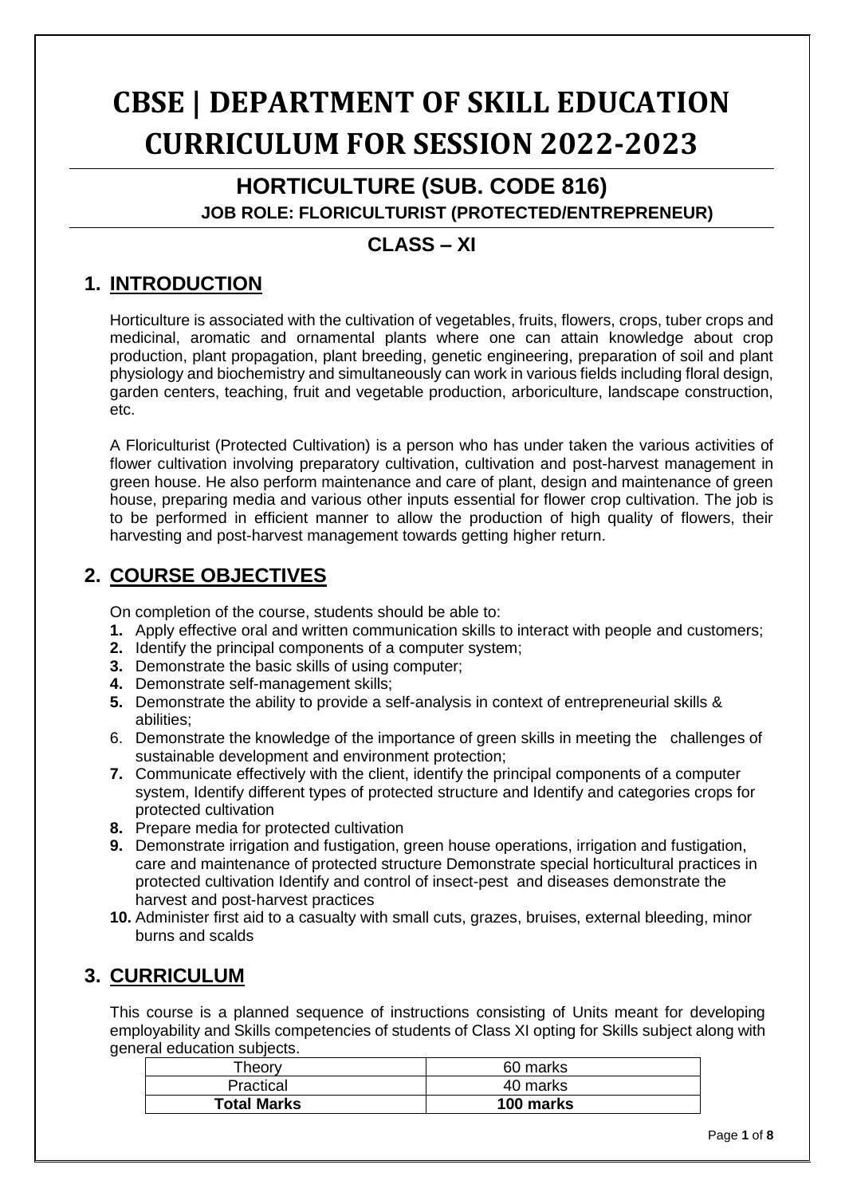# CBSE | DEPARTMENT OF SKILL EDUCATION CURRICULUM FOR SESSION 2022-2023

## HORTICULTURE (SUB. CODE 816)

### JOB ROLE: FLORICULTURIST (PROTECTED/ENTREPRENEUR)

## CLASS – XI

## 1. INTRODUCTION

Horticulture is associated with the cultivation of vegetables, fruits, flowers, crops, tuber crops and medicinal, aromatic and ornamental plants where one can attain knowledge about crop production, plant propagation, plant breeding, genetic engineering, preparation of soil and plant physiology and biochemistry and simultaneously can work in various fields including floral design, garden centers, teaching, fruit and vegetable production, arboriculture, landscape construction, etc.

A Floriculturist (Protected Cultivation) is a person who has under taken the various activities of flower cultivation involving preparatory cultivation, cultivation and post-harvest management in green house. He also perform maintenance and care of plant, design and maintenance of green house, preparing media and various other inputs essential for flower crop cultivation. The job is to be performed in efficient manner to allow the production of high quality of flowers, their harvesting and post-harvest management towards getting higher return.

## 2. COURSE OBJECTIVES

On completion of the course, students should be able to:

1. Apply effective oral and written communication skills to interact with people and customers;
2. Identify the principal components of a computer system;
3. Demonstrate the basic skills of using computer;
4. Demonstrate self-management skills;
5. Demonstrate the ability to provide a self-analysis in context of entrepreneurial skills & abilities;
6. Demonstrate the knowledge of the importance of green skills in meeting the challenges of sustainable development and environment protection;
7. Communicate effectively with the client, identify the principal components of a computer system, Identify different types of protected structure and Identify and categories crops for protected cultivation
8. Prepare media for protected cultivation
9. Demonstrate irrigation and fustigation, green house operations, irrigation and fustigation, care and maintenance of protected structure Demonstrate special horticultural practices in protected cultivation Identify and control of insect-pest and diseases demonstrate the harvest and post-harvest practices
10. Administer first aid to a casualty with small cuts, grazes, bruises, external bleeding, minor burns and scalds

## 3. CURRICULUM

This course is a planned sequence of instructions consisting of Units meant for developing employability and Skills competencies of students of Class XI opting for Skills subject along with general education subjects.

| Theory | 60 marks |
|---|---|
| Practical | 40 marks |
| **Total Marks** | **100 marks** |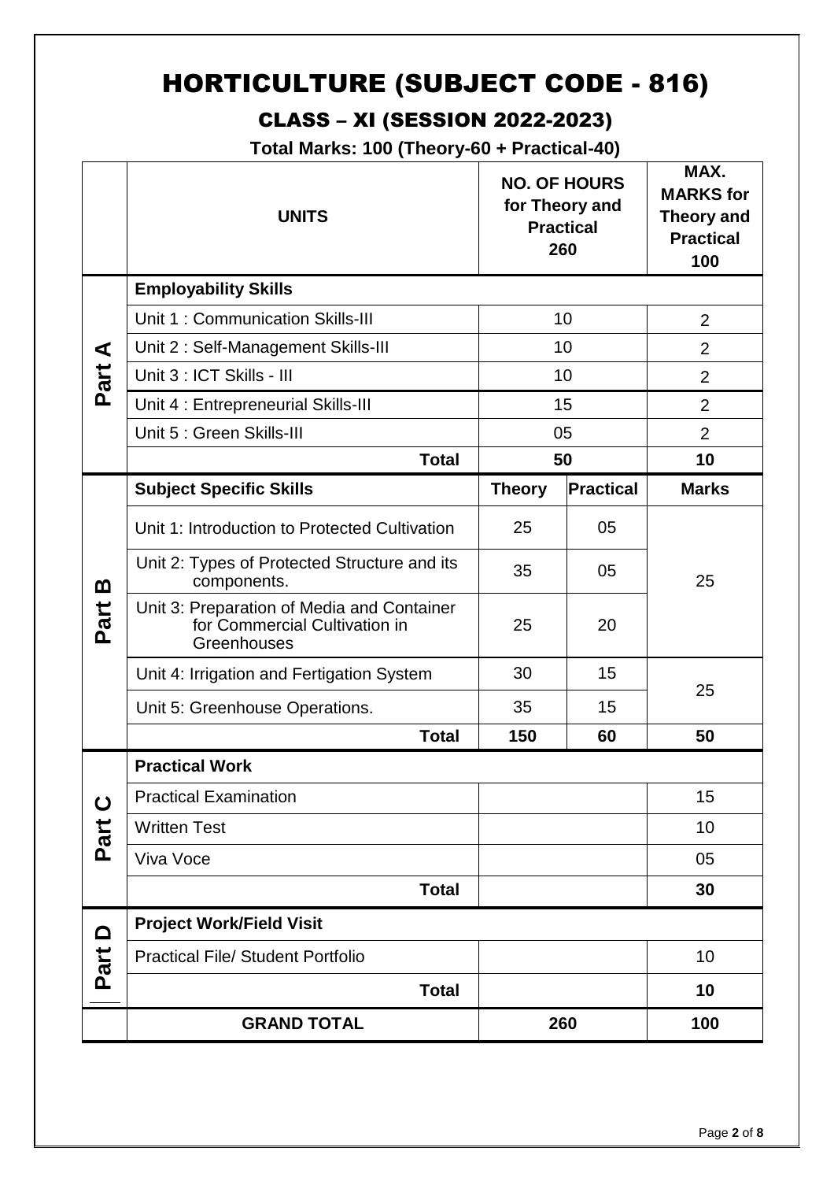# HORTICULTURE (SUBJECT CODE - 816)

## CLASS – XI (SESSION 2022-2023)

**Total Marks: 100 (Theory-60 + Practical-40)**

| | UNITS | NO. OF HOURS for Theory and Practical 260 | | MAX. MARKS for Theory and Practical 100 |
|---|---|---|---|---|
| Part A | **Employability Skills** | | | |
| | Unit 1 : Communication Skills-III | 10 | | 2 |
| | Unit 2 : Self-Management Skills-III | 10 | | 2 |
| | Unit 3 : ICT Skills - III | 10 | | 2 |
| | Unit 4 : Entrepreneurial Skills-III | 15 | | 2 |
| | Unit 5 : Green Skills-III | 05 | | 2 |
| | **Total** | **50** | | **10** |
| Part B | **Subject Specific Skills** | **Theory** | **Practical** | **Marks** |
| | Unit 1: Introduction to Protected Cultivation | 25 | 05 | 25 |
| | Unit 2: Types of Protected Structure and its components. | 35 | 05 | |
| | Unit 3: Preparation of Media and Container for Commercial Cultivation in Greenhouses | 25 | 20 | |
| | Unit 4: Irrigation and Fertigation System | 30 | 15 | 25 |
| | Unit 5: Greenhouse Operations. | 35 | 15 | |
| | **Total** | **150** | **60** | **50** |
| Part C | **Practical Work** | | | |
| | Practical Examination | | | 15 |
| | Written Test | | | 10 |
| | Viva Voce | | | 05 |
| | **Total** | | | **30** |
| Part D | **Project Work/Field Visit** | | | |
| | Practical File/ Student Portfolio | | | 10 |
| | **Total** | | | **10** |
| | **GRAND TOTAL** | **260** | | **100** |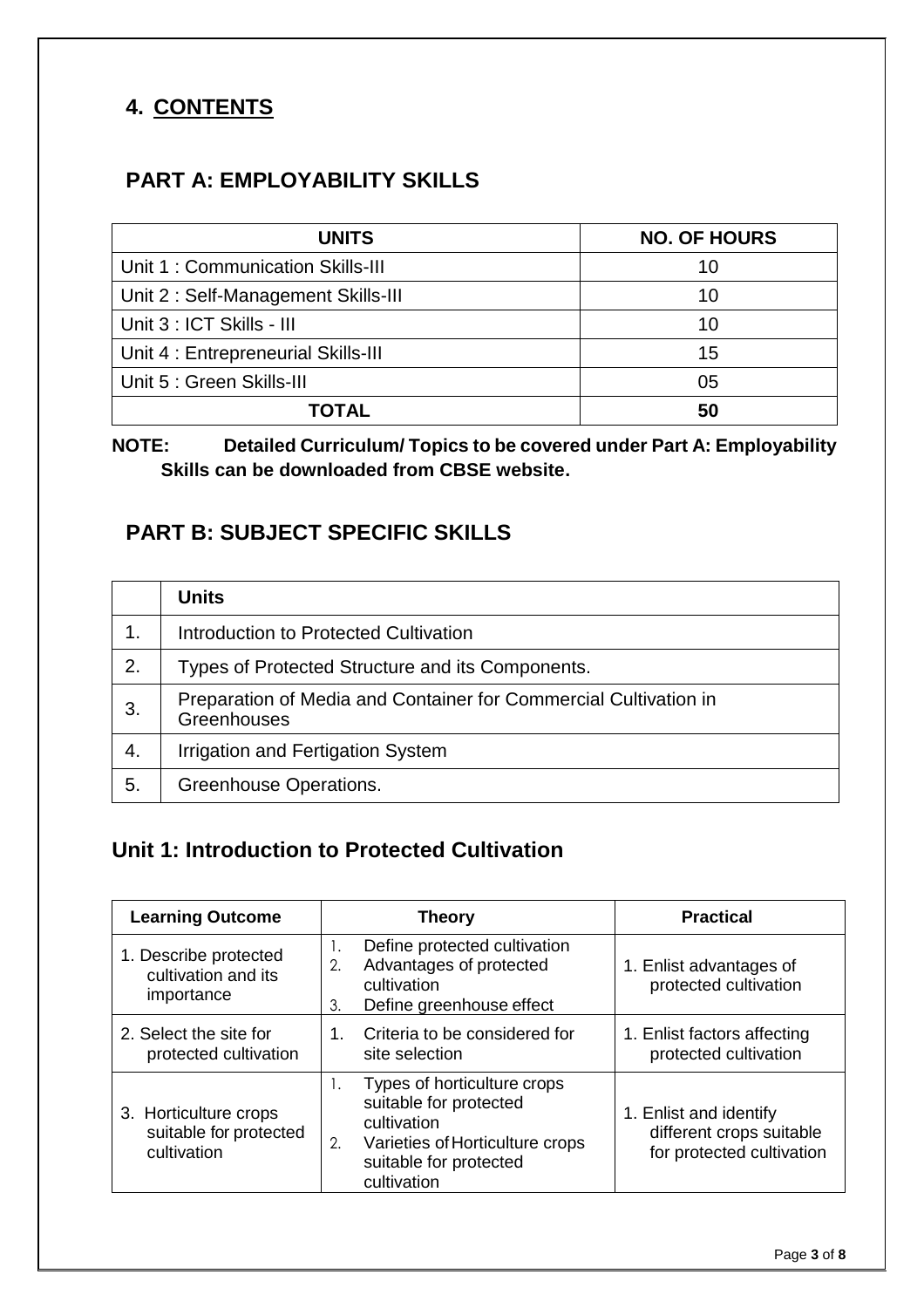## 4. CONTENTS

## PART A: EMPLOYABILITY SKILLS

| UNITS | NO. OF HOURS |
|---|---|
| Unit 1 : Communication Skills-III | 10 |
| Unit 2 : Self-Management Skills-III | 10 |
| Unit 3 : ICT Skills - III | 10 |
| Unit 4 : Entrepreneurial Skills-III | 15 |
| Unit 5 : Green Skills-III | 05 |
| **TOTAL** | **50** |

**NOTE: Detailed Curriculum/ Topics to be covered under Part A: Employability Skills can be downloaded from CBSE website.**

## PART B: SUBJECT SPECIFIC SKILLS

| | Units |
|---|---|
| 1. | Introduction to Protected Cultivation |
| 2. | Types of Protected Structure and its Components. |
| 3. | Preparation of Media and Container for Commercial Cultivation in Greenhouses |
| 4. | Irrigation and Fertigation System |
| 5. | Greenhouse Operations. |

## Unit 1: Introduction to Protected Cultivation

| Learning Outcome | Theory | Practical |
|---|---|---|
| 1. Describe protected cultivation and its importance | 1. Define protected cultivation<br>2. Advantages of protected cultivation<br>3. Define greenhouse effect | 1. Enlist advantages of protected cultivation |
| 2. Select the site for protected cultivation | 1. Criteria to be considered for site selection | 1. Enlist factors affecting protected cultivation |
| 3. Horticulture crops suitable for protected cultivation | 1. Types of horticulture crops suitable for protected cultivation<br>2. Varieties of Horticulture crops suitable for protected cultivation | 1. Enlist and identify different crops suitable for protected cultivation |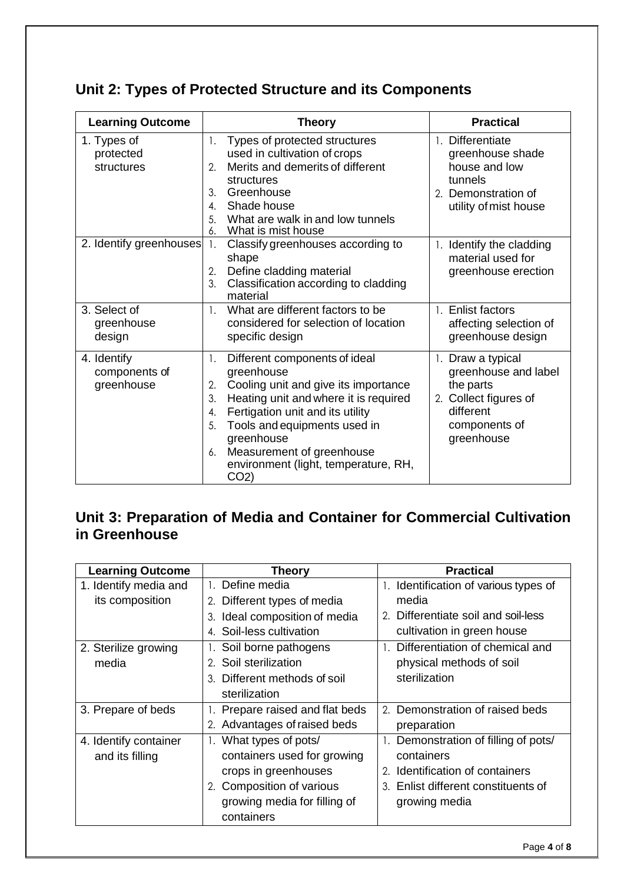## Unit 2: Types of Protected Structure and its Components

| Learning Outcome | Theory | Practical |
|---|---|---|
| 1. Types of protected structures | 1. Types of protected structures used in cultivation of crops<br>2. Merits and demerits of different structures<br>3. Greenhouse<br>4. Shade house<br>5. What are walk in and low tunnels<br>6. What is mist house | 1. Differentiate greenhouse shade house and low tunnels<br>2. Demonstration of utility of mist house |
| 2. Identify greenhouses | 1. Classify greenhouses according to shape<br>2. Define cladding material<br>3. Classification according to cladding material | 1. Identify the cladding material used for greenhouse erection |
| 3. Select of greenhouse design | 1. What are different factors to be considered for selection of location specific design | 1. Enlist factors affecting selection of greenhouse design |
| 4. Identify components of greenhouse | 1. Different components of ideal greenhouse<br>2. Cooling unit and give its importance<br>3. Heating unit and where it is required<br>4. Fertigation unit and its utility<br>5. Tools and equipments used in greenhouse<br>6. Measurement of greenhouse environment (light, temperature, RH, $CO_2$) | 1. Draw a typical greenhouse and label the parts<br>2. Collect figures of different components of greenhouse |

## Unit 3: Preparation of Media and Container for Commercial Cultivation in Greenhouse

| Learning Outcome | Theory | Practical |
|---|---|---|
| 1. Identify media and its composition | 1. Define media<br>2. Different types of media<br>3. Ideal composition of media<br>4. Soil-less cultivation | 1. Identification of various types of media<br>2. Differentiate soil and soil-less cultivation in green house |
| 2. Sterilize growing media | 1. Soil borne pathogens<br>2. Soil sterilization<br>3. Different methods of soil sterilization | 1. Differentiation of chemical and physical methods of soil sterilization |
| 3. Prepare of beds | 1. Prepare raised and flat beds<br>2. Advantages of raised beds | 2. Demonstration of raised beds preparation |
| 4. Identify container and its filling | 1. What types of pots/ containers used for growing crops in greenhouses<br>2. Composition of various growing media for filling of containers | 1. Demonstration of filling of pots/ containers<br>2. Identification of containers<br>3. Enlist different constituents of growing media |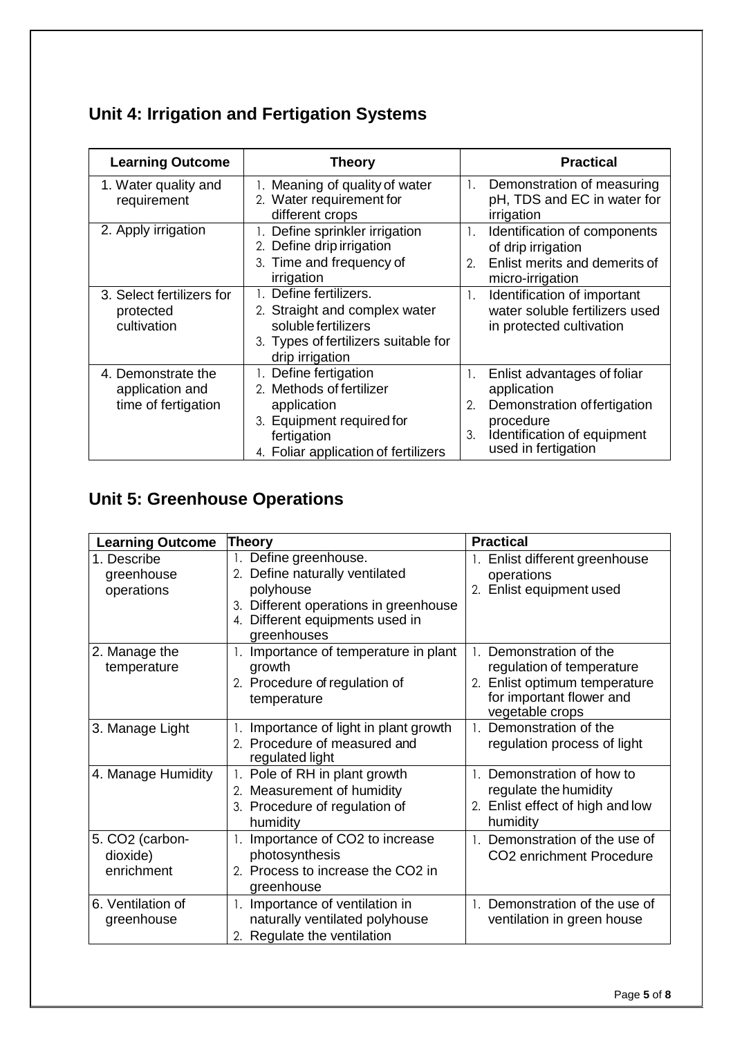## Unit 4: Irrigation and Fertigation Systems

| Learning Outcome | Theory | Practical |
| --- | --- | --- |
| 1. Water quality and requirement | 1. Meaning of quality of water<br>2. Water requirement for different crops | 1. Demonstration of measuring pH, TDS and EC in water for irrigation |
| 2. Apply irrigation | 1. Define sprinkler irrigation<br>2. Define drip irrigation<br>3. Time and frequency of irrigation | 1. Identification of components of drip irrigation<br>2. Enlist merits and demerits of micro-irrigation |
| 3. Select fertilizers for protected cultivation | 1. Define fertilizers.<br>2. Straight and complex water soluble fertilizers<br>3. Types of fertilizers suitable for drip irrigation | 1. Identification of important water soluble fertilizers used in protected cultivation |
| 4. Demonstrate the application and time of fertigation | 1. Define fertigation<br>2. Methods of fertilizer application<br>3. Equipment required for fertigation<br>4. Foliar application of fertilizers | 1. Enlist advantages of foliar application<br>2. Demonstration of fertigation procedure<br>3. Identification of equipment used in fertigation |

## Unit 5: Greenhouse Operations

| Learning Outcome | Theory | Practical |
| --- | --- | --- |
| 1. Describe greenhouse operations | 1. Define greenhouse.<br>2. Define naturally ventilated polyhouse<br>3. Different operations in greenhouse<br>4. Different equipments used in greenhouses | 1. Enlist different greenhouse operations<br>2. Enlist equipment used |
| 2. Manage the temperature | 1. Importance of temperature in plant growth<br>2. Procedure of regulation of temperature | 1. Demonstration of the regulation of temperature<br>2. Enlist optimum temperature for important flower and vegetable crops |
| 3. Manage Light | 1. Importance of light in plant growth<br>2. Procedure of measured and regulated light | 1. Demonstration of the regulation process of light |
| 4. Manage Humidity | 1. Pole of RH in plant growth<br>2. Measurement of humidity<br>3. Procedure of regulation of humidity | 1. Demonstration of how to regulate the humidity<br>2. Enlist effect of high and low humidity |
| 5. $CO_2$ (carbon-dioxide) enrichment | 1. Importance of $CO_2$ to increase photosynthesis<br>2. Process to increase the $CO_2$ in greenhouse | 1. Demonstration of the use of $CO_2$ enrichment Procedure |
| 6. Ventilation of greenhouse | 1. Importance of ventilation in naturally ventilated polyhouse<br>2. Regulate the ventilation | 1. Demonstration of the use of ventilation in green house |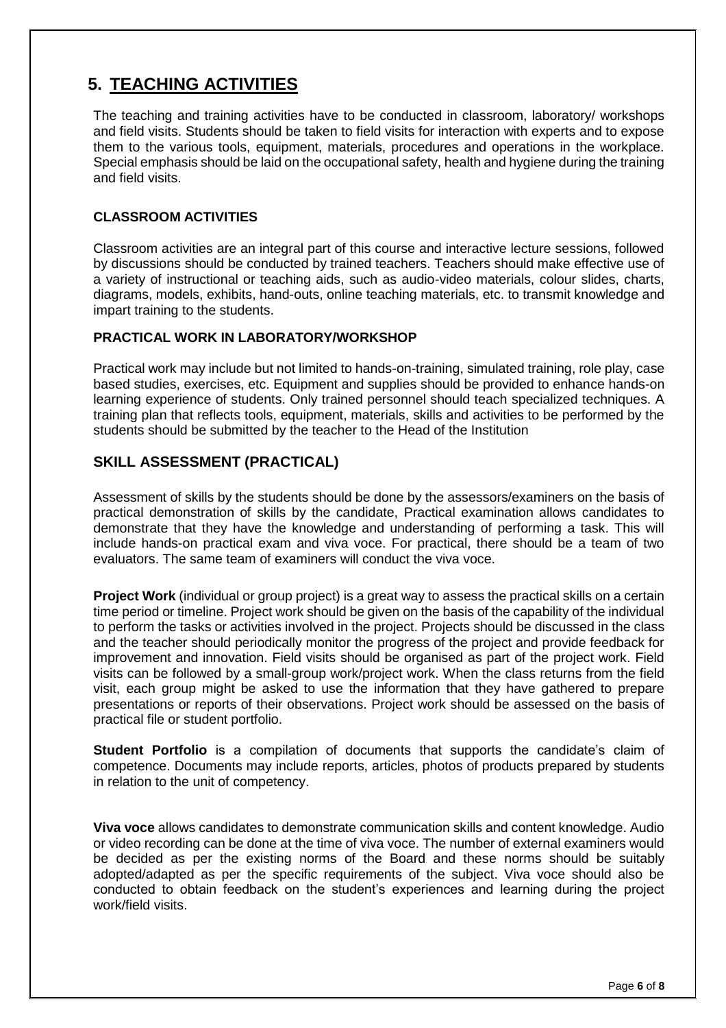# 5. TEACHING ACTIVITIES

The teaching and training activities have to be conducted in classroom, laboratory/ workshops and field visits. Students should be taken to field visits for interaction with experts and to expose them to the various tools, equipment, materials, procedures and operations in the workplace. Special emphasis should be laid on the occupational safety, health and hygiene during the training and field visits.

### CLASSROOM ACTIVITIES

Classroom activities are an integral part of this course and interactive lecture sessions, followed by discussions should be conducted by trained teachers. Teachers should make effective use of a variety of instructional or teaching aids, such as audio-video materials, colour slides, charts, diagrams, models, exhibits, hand-outs, online teaching materials, etc. to transmit knowledge and impart training to the students.

### PRACTICAL WORK IN LABORATORY/WORKSHOP

Practical work may include but not limited to hands-on-training, simulated training, role play, case based studies, exercises, etc. Equipment and supplies should be provided to enhance hands-on learning experience of students. Only trained personnel should teach specialized techniques. A training plan that reflects tools, equipment, materials, skills and activities to be performed by the students should be submitted by the teacher to the Head of the Institution

## SKILL ASSESSMENT (PRACTICAL)

Assessment of skills by the students should be done by the assessors/examiners on the basis of practical demonstration of skills by the candidate, Practical examination allows candidates to demonstrate that they have the knowledge and understanding of performing a task. This will include hands-on practical exam and viva voce. For practical, there should be a team of two evaluators. The same team of examiners will conduct the viva voce.

**Project Work** (individual or group project) is a great way to assess the practical skills on a certain time period or timeline. Project work should be given on the basis of the capability of the individual to perform the tasks or activities involved in the project. Projects should be discussed in the class and the teacher should periodically monitor the progress of the project and provide feedback for improvement and innovation. Field visits should be organised as part of the project work. Field visits can be followed by a small-group work/project work. When the class returns from the field visit, each group might be asked to use the information that they have gathered to prepare presentations or reports of their observations. Project work should be assessed on the basis of practical file or student portfolio.

**Student Portfolio** is a compilation of documents that supports the candidate's claim of competence. Documents may include reports, articles, photos of products prepared by students in relation to the unit of competency.

**Viva voce** allows candidates to demonstrate communication skills and content knowledge. Audio or video recording can be done at the time of viva voce. The number of external examiners would be decided as per the existing norms of the Board and these norms should be suitably adopted/adapted as per the specific requirements of the subject. Viva voce should also be conducted to obtain feedback on the student's experiences and learning during the project work/field visits.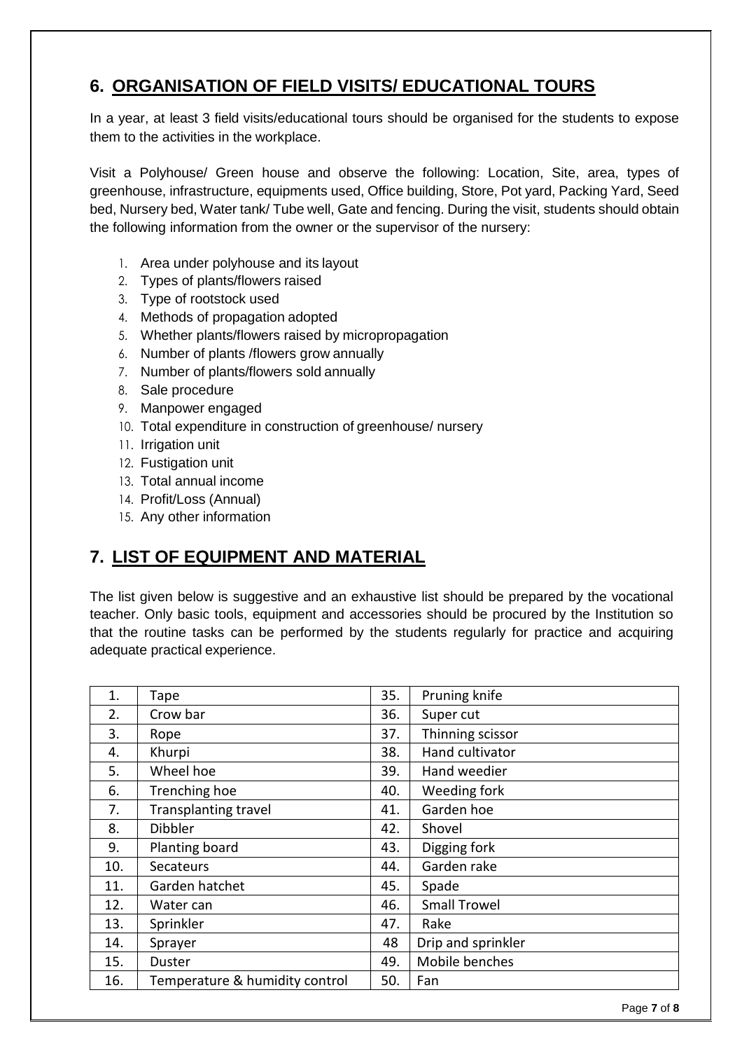## 6. ORGANISATION OF FIELD VISITS/ EDUCATIONAL TOURS

In a year, at least 3 field visits/educational tours should be organised for the students to expose them to the activities in the workplace.

Visit a Polyhouse/ Green house and observe the following: Location, Site, area, types of greenhouse, infrastructure, equipments used, Office building, Store, Pot yard, Packing Yard, Seed bed, Nursery bed, Water tank/ Tube well, Gate and fencing. During the visit, students should obtain the following information from the owner or the supervisor of the nursery:

1. Area under polyhouse and its layout
2. Types of plants/flowers raised
3. Type of rootstock used
4. Methods of propagation adopted
5. Whether plants/flowers raised by micropropagation
6. Number of plants /flowers grow annually
7. Number of plants/flowers sold annually
8. Sale procedure
9. Manpower engaged
10. Total expenditure in construction of greenhouse/ nursery
11. Irrigation unit
12. Fustigation unit
13. Total annual income
14. Profit/Loss (Annual)
15. Any other information

## 7. LIST OF EQUIPMENT AND MATERIAL

The list given below is suggestive and an exhaustive list should be prepared by the vocational teacher. Only basic tools, equipment and accessories should be procured by the Institution so that the routine tasks can be performed by the students regularly for practice and acquiring adequate practical experience.

| | | | |
|---|---|---|---|
| 1. | Tape | 35. | Pruning knife |
| 2. | Crow bar | 36. | Super cut |
| 3. | Rope | 37. | Thinning scissor |
| 4. | Khurpi | 38. | Hand cultivator |
| 5. | Wheel hoe | 39. | Hand weedier |
| 6. | Trenching hoe | 40. | Weeding fork |
| 7. | Transplanting travel | 41. | Garden hoe |
| 8. | Dibbler | 42. | Shovel |
| 9. | Planting board | 43. | Digging fork |
| 10. | Secateurs | 44. | Garden rake |
| 11. | Garden hatchet | 45. | Spade |
| 12. | Water can | 46. | Small Trowel |
| 13. | Sprinkler | 47. | Rake |
| 14. | Sprayer | 48 | Drip and sprinkler |
| 15. | Duster | 49. | Mobile benches |
| 16. | Temperature & humidity control | 50. | Fan |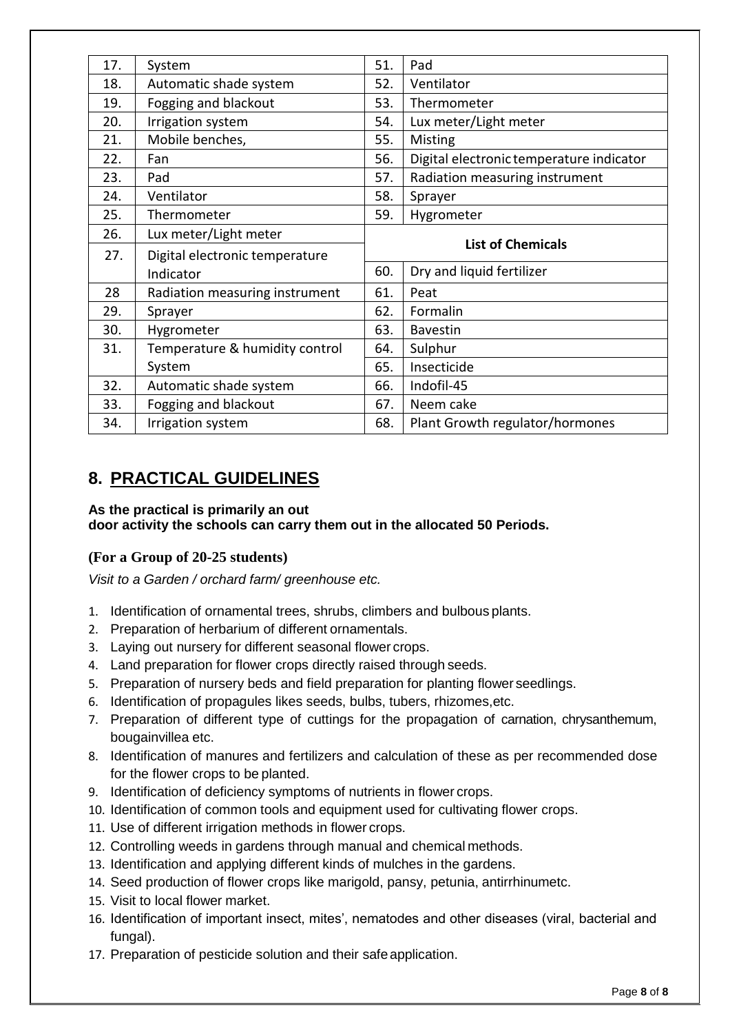| | | | |
|---|---|---|---|
| 17. | System | 51. | Pad |
| 18. | Automatic shade system | 52. | Ventilator |
| 19. | Fogging and blackout | 53. | Thermometer |
| 20. | Irrigation system | 54. | Lux meter/Light meter |
| 21. | Mobile benches, | 55. | Misting |
| 22. | Fan | 56. | Digital electronic temperature indicator |
| 23. | Pad | 57. | Radiation measuring instrument |
| 24. | Ventilator | 58. | Sprayer |
| 25. | Thermometer | 59. | Hygrometer |
| 26. | Lux meter/Light meter | | **List of Chemicals** |
| 27. | Digital electronic temperature Indicator | 60. | Dry and liquid fertilizer |
| 28 | Radiation measuring instrument | 61. | Peat |
| 29. | Sprayer | 62. | Formalin |
| 30. | Hygrometer | 63. | Bavestin |
| 31. | Temperature & humidity control System | 64. | Sulphur |
| | | 65. | Insecticide |
| 32. | Automatic shade system | 66. | Indofil-45 |
| 33. | Fogging and blackout | 67. | Neem cake |
| 34. | Irrigation system | 68. | Plant Growth regulator/hormones |

## 8. PRACTICAL GUIDELINES

**As the practical is primarily an out door activity the schools can carry them out in the allocated 50 Periods.**

**(For a Group of 20-25 students)**

*Visit to a Garden / orchard farm/ greenhouse etc.*

1. Identification of ornamental trees, shrubs, climbers and bulbous plants.
2. Preparation of herbarium of different ornamentals.
3. Laying out nursery for different seasonal flower crops.
4. Land preparation for flower crops directly raised through seeds.
5. Preparation of nursery beds and field preparation for planting flower seedlings.
6. Identification of propagules likes seeds, bulbs, tubers, rhizomes,etc.
7. Preparation of different type of cuttings for the propagation of carnation, chrysanthemum, bougainvillea etc.
8. Identification of manures and fertilizers and calculation of these as per recommended dose for the flower crops to be planted.
9. Identification of deficiency symptoms of nutrients in flower crops.
10. Identification of common tools and equipment used for cultivating flower crops.
11. Use of different irrigation methods in flower crops.
12. Controlling weeds in gardens through manual and chemical methods.
13. Identification and applying different kinds of mulches in the gardens.
14. Seed production of flower crops like marigold, pansy, petunia, antirrhinumetc.
15. Visit to local flower market.
16. Identification of important insect, mites', nematodes and other diseases (viral, bacterial and fungal).
17. Preparation of pesticide solution and their safe application.